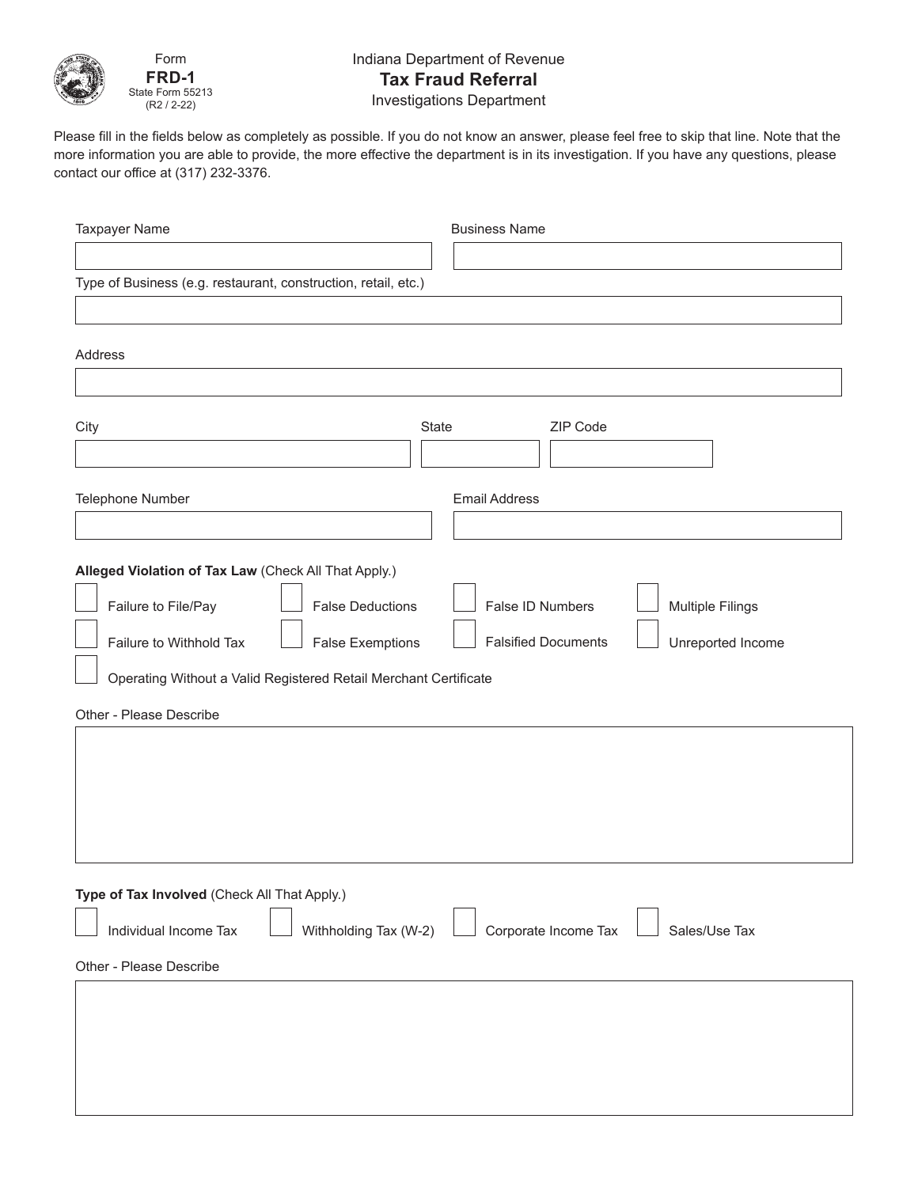Form **FRD-1**
State Form 55213
(R2 / 2-22)

Indiana Department of Revenue

# Tax Fraud Referral

Investigations Department

Please fill in the fields below as completely as possible. If you do not know an answer, please feel free to skip that line. Note that the more information you are able to provide, the more effective the department is in its investigation. If you have any questions, please contact our office at (317) 232-3376.

Taxpayer Name

Business Name

Type of Business (e.g. restaurant, construction, retail, etc.)

Address

City

State

ZIP Code

Telephone Number

Email Address

**Alleged Violation of Tax Law** (Check All That Apply.)

- ☐ Failure to File/Pay
- ☐ False Deductions
- ☐ False ID Numbers
- ☐ Multiple Filings
- ☐ Failure to Withhold Tax
- ☐ False Exemptions
- ☐ Falsified Documents
- ☐ Unreported Income
- ☐ Operating Without a Valid Registered Retail Merchant Certificate

Other - Please Describe

**Type of Tax Involved** (Check All That Apply.)

- ☐ Individual Income Tax
- ☐ Withholding Tax (W-2)
- ☐ Corporate Income Tax
- ☐ Sales/Use Tax

Other - Please Describe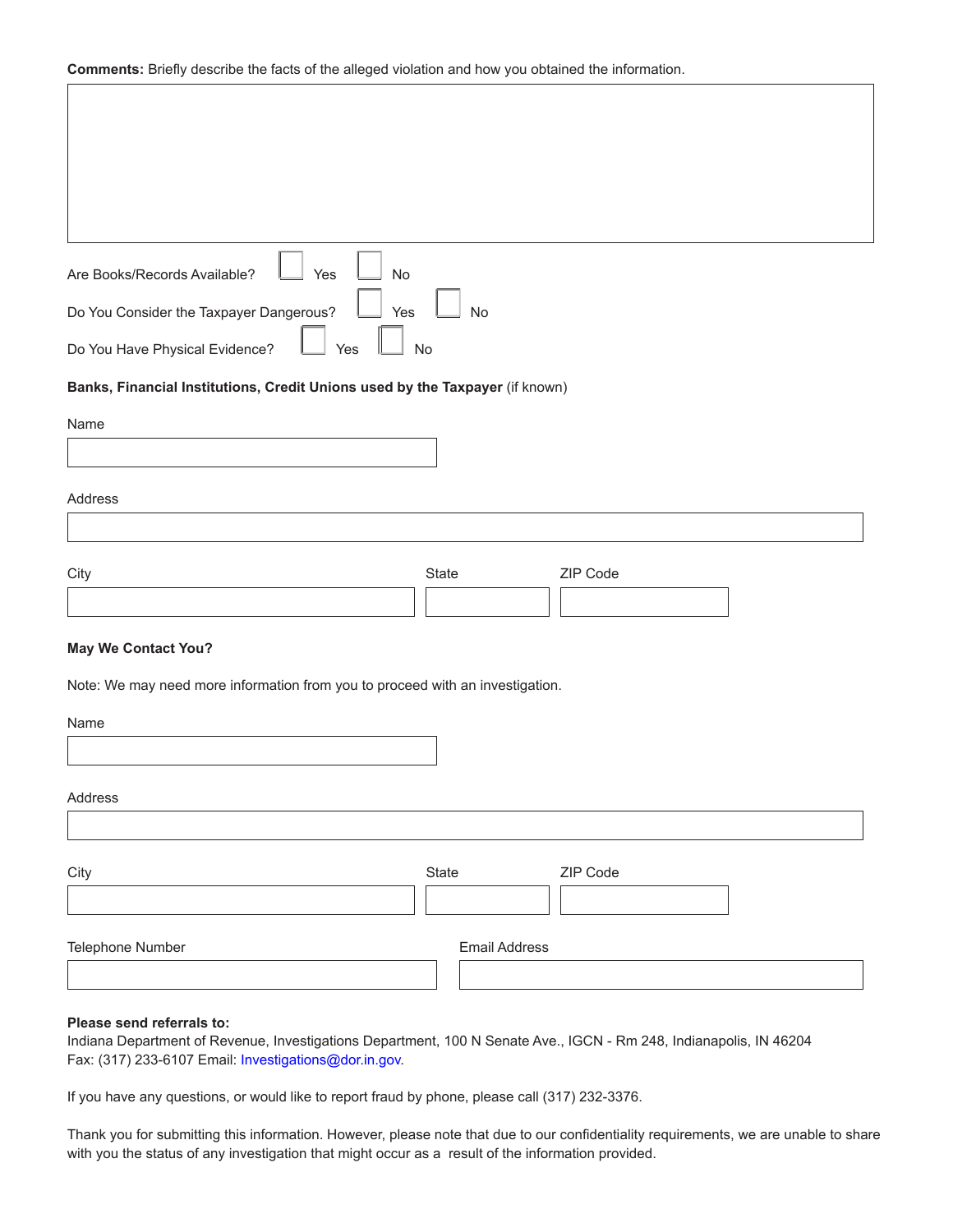**Comments:** Briefly describe the facts of the alleged violation and how you obtained the information.

Are Books/Records Available? ☐ Yes ☐ No

Do You Consider the Taxpayer Dangerous? ☐ Yes ☐ No

Do You Have Physical Evidence? ☐ Yes ☐ No

**Banks, Financial Institutions, Credit Unions used by the Taxpayer** (if known)

Name

Address

City | State | ZIP Code

**May We Contact You?**

Note: We may need more information from you to proceed with an investigation.

Name

Address

City | State | ZIP Code

Telephone Number | Email Address

**Please send referrals to:**
Indiana Department of Revenue, Investigations Department, 100 N Senate Ave., IGCN - Rm 248, Indianapolis, IN 46204
Fax: (317) 233-6107 Email: Investigations@dor.in.gov.

If you have any questions, or would like to report fraud by phone, please call (317) 232-3376.

Thank you for submitting this information. However, please note that due to our confidentiality requirements, we are unable to share with you the status of any investigation that might occur as a result of the information provided.